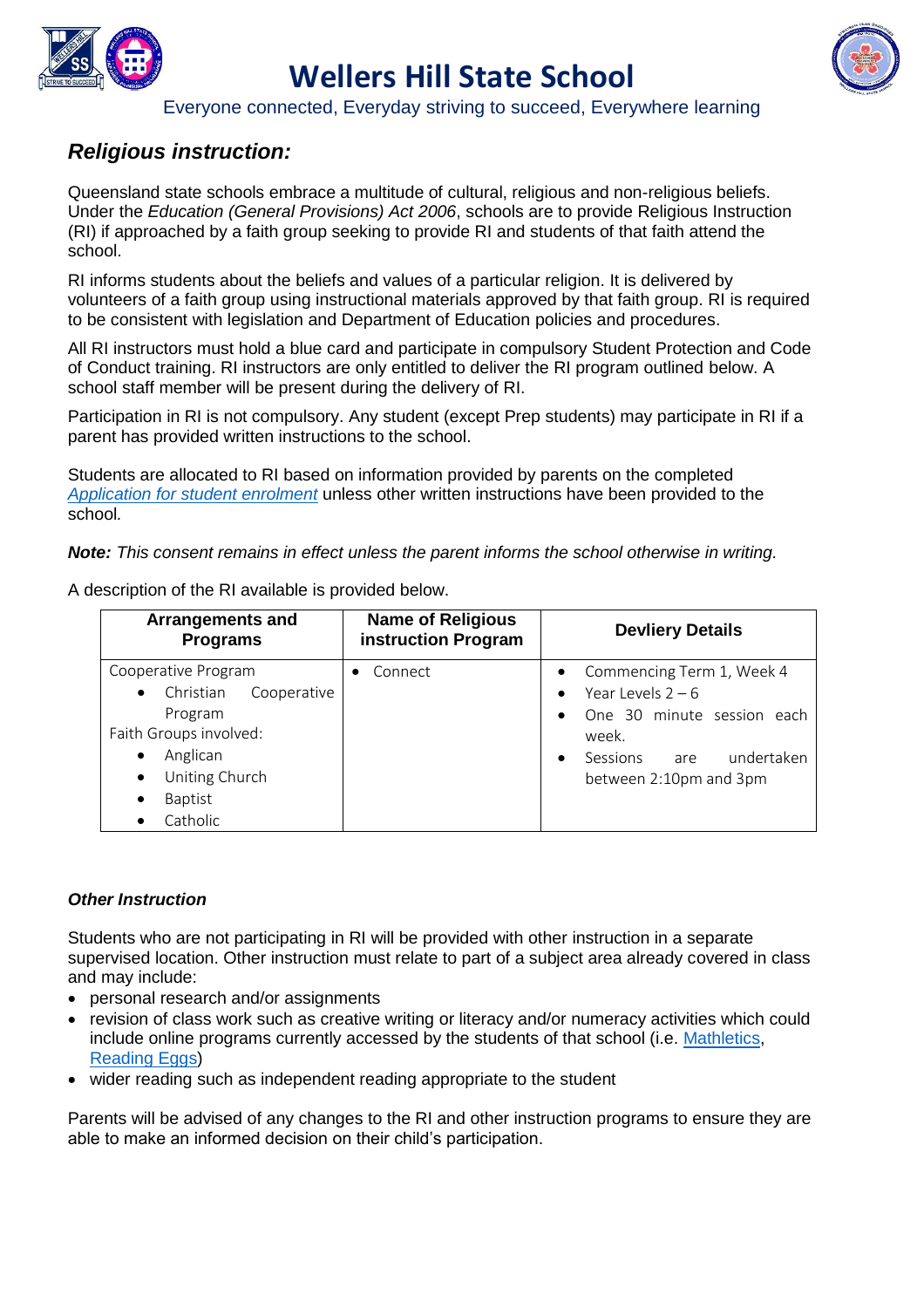# Wellers Hill State School

Everyone connected, Everyday striving to succeed, Everywhere learning

## *Religious instruction:*

Queensland state schools embrace a multitude of cultural, religious and non-religious beliefs. Under the *Education (General Provisions) Act 2006*, schools are to provide Religious Instruction (RI) if approached by a faith group seeking to provide RI and students of that faith attend the school.

RI informs students about the beliefs and values of a particular religion. It is delivered by volunteers of a faith group using instructional materials approved by that faith group. RI is required to be consistent with legislation and Department of Education policies and procedures.

All RI instructors must hold a blue card and participate in compulsory Student Protection and Code of Conduct training. RI instructors are only entitled to deliver the RI program outlined below. A school staff member will be present during the delivery of RI.

Participation in RI is not compulsory. Any student (except Prep students) may participate in RI if a parent has provided written instructions to the school.

Students are allocated to RI based on information provided by parents on the completed *Application for student enrolment* unless other written instructions have been provided to the school.

***Note:*** *This consent remains in effect unless the parent informs the school otherwise in writing.*

A description of the RI available is provided below.

| Arrangements and Programs | Name of Religious instruction Program | Devliery Details |
|---|---|---|
| Cooperative Program<br>• Christian Cooperative Program<br>Faith Groups involved:<br>• Anglican<br>• Uniting Church<br>• Baptist<br>• Catholic | • Connect | • Commencing Term 1, Week 4<br>• Year Levels 2 – 6<br>• One 30 minute session each week.<br>• Sessions are undertaken between 2:10pm and 3pm |

### *Other Instruction*

Students who are not participating in RI will be provided with other instruction in a separate supervised location. Other instruction must relate to part of a subject area already covered in class and may include:

- personal research and/or assignments
- revision of class work such as creative writing or literacy and/or numeracy activities which could include online programs currently accessed by the students of that school (i.e. Mathletics, Reading Eggs)
- wider reading such as independent reading appropriate to the student

Parents will be advised of any changes to the RI and other instruction programs to ensure they are able to make an informed decision on their child's participation.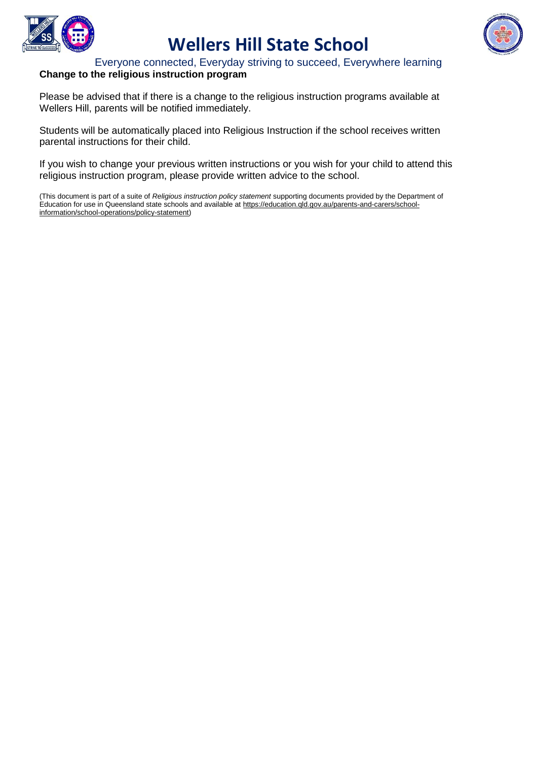# Wellers Hill State School

Everyone connected, Everyday striving to succeed, Everywhere learning

**Change to the religious instruction program**

Please be advised that if there is a change to the religious instruction programs available at Wellers Hill, parents will be notified immediately.

Students will be automatically placed into Religious Instruction if the school receives written parental instructions for their child.

If you wish to change your previous written instructions or you wish for your child to attend this religious instruction program, please provide written advice to the school.

(This document is part of a suite of *Religious instruction policy statement* supporting documents provided by the Department of Education for use in Queensland state schools and available at https://education.qld.gov.au/parents-and-carers/school-information/school-operations/policy-statement)